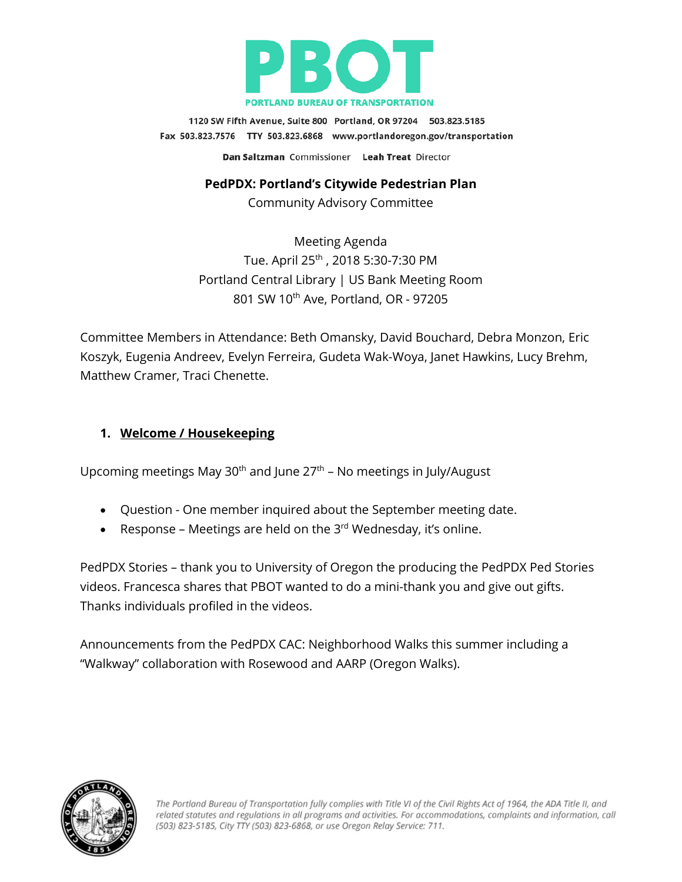# PBOT

PORTLAND BUREAU OF TRANSPORTATION

1120 SW Fifth Avenue, Suite 800 Portland, OR 97204 503.823.5185
Fax 503.823.7576 TTY 503.823.6868 www.portlandoregon.gov/transportation

**Dan Saltzman** Commissioner **Leah Treat** Director

**PedPDX: Portland's Citywide Pedestrian Plan**

Community Advisory Committee

Meeting Agenda
Tue. April 25th , 2018 5:30-7:30 PM
Portland Central Library | US Bank Meeting Room
801 SW 10th Ave, Portland, OR - 97205

Committee Members in Attendance: Beth Omansky, David Bouchard, Debra Monzon, Eric Koszyk, Eugenia Andreev, Evelyn Ferreira, Gudeta Wak-Woya, Janet Hawkins, Lucy Brehm, Matthew Cramer, Traci Chenette.

## 1. Welcome / Housekeeping

Upcoming meetings May 30th and June 27th – No meetings in July/August

- Question - One member inquired about the September meeting date.
- Response – Meetings are held on the 3rd Wednesday, it's online.

PedPDX Stories – thank you to University of Oregon the producing the PedPDX Ped Stories videos. Francesca shares that PBOT wanted to do a mini-thank you and give out gifts. Thanks individuals profiled in the videos.

Announcements from the PedPDX CAC: Neighborhood Walks this summer including a "Walkway" collaboration with Rosewood and AARP (Oregon Walks).

*The Portland Bureau of Transportation fully complies with Title VI of the Civil Rights Act of 1964, the ADA Title II, and related statutes and regulations in all programs and activities. For accommodations, complaints and information, call (503) 823-5185, City TTY (503) 823-6868, or use Oregon Relay Service: 711.*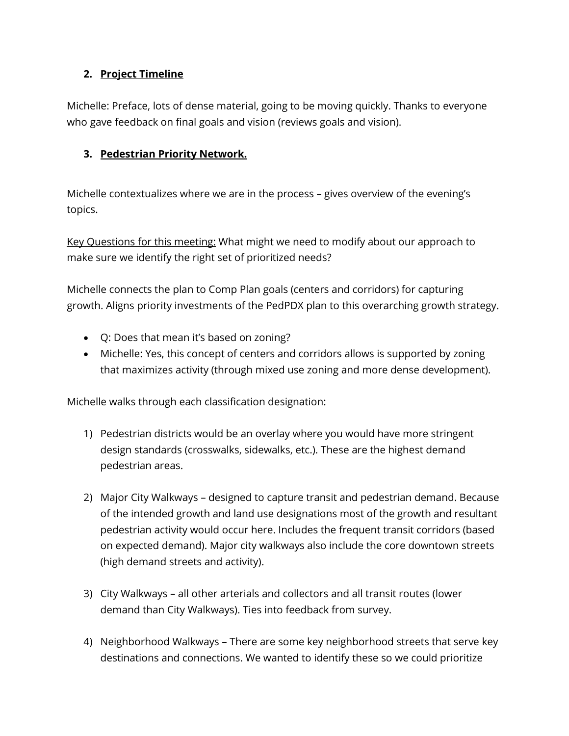2. **Project Timeline**

Michelle: Preface, lots of dense material, going to be moving quickly. Thanks to everyone who gave feedback on final goals and vision (reviews goals and vision).

3. **Pedestrian Priority Network.**

Michelle contextualizes where we are in the process – gives overview of the evening's topics.

Key Questions for this meeting: What might we need to modify about our approach to make sure we identify the right set of prioritized needs?

Michelle connects the plan to Comp Plan goals (centers and corridors) for capturing growth. Aligns priority investments of the PedPDX plan to this overarching growth strategy.

- Q: Does that mean it's based on zoning?
- Michelle: Yes, this concept of centers and corridors allows is supported by zoning that maximizes activity (through mixed use zoning and more dense development).

Michelle walks through each classification designation:

1) Pedestrian districts would be an overlay where you would have more stringent design standards (crosswalks, sidewalks, etc.). These are the highest demand pedestrian areas.

2) Major City Walkways – designed to capture transit and pedestrian demand. Because of the intended growth and land use designations most of the growth and resultant pedestrian activity would occur here. Includes the frequent transit corridors (based on expected demand). Major city walkways also include the core downtown streets (high demand streets and activity).

3) City Walkways – all other arterials and collectors and all transit routes (lower demand than City Walkways). Ties into feedback from survey.

4) Neighborhood Walkways – There are some key neighborhood streets that serve key destinations and connections. We wanted to identify these so we could prioritize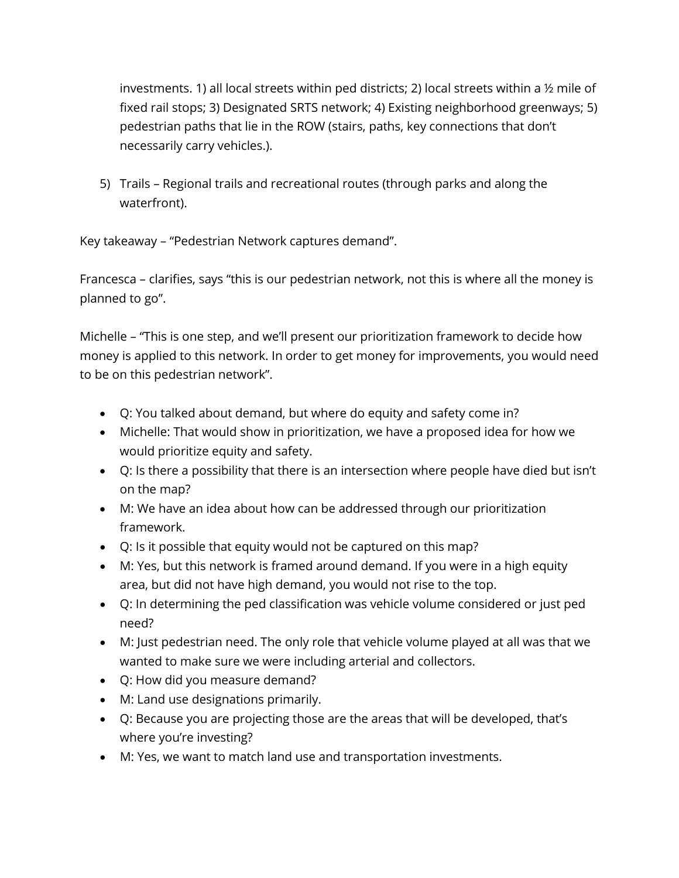investments. 1) all local streets within ped districts; 2) local streets within a ½ mile of fixed rail stops; 3) Designated SRTS network; 4) Existing neighborhood greenways; 5) pedestrian paths that lie in the ROW (stairs, paths, key connections that don't necessarily carry vehicles.).

5) Trails – Regional trails and recreational routes (through parks and along the waterfront).

Key takeaway – "Pedestrian Network captures demand".

Francesca – clarifies, says "this is our pedestrian network, not this is where all the money is planned to go".

Michelle – "This is one step, and we'll present our prioritization framework to decide how money is applied to this network. In order to get money for improvements, you would need to be on this pedestrian network".

- Q: You talked about demand, but where do equity and safety come in?
- Michelle: That would show in prioritization, we have a proposed idea for how we would prioritize equity and safety.
- Q: Is there a possibility that there is an intersection where people have died but isn't on the map?
- M: We have an idea about how can be addressed through our prioritization framework.
- Q: Is it possible that equity would not be captured on this map?
- M: Yes, but this network is framed around demand. If you were in a high equity area, but did not have high demand, you would not rise to the top.
- Q: In determining the ped classification was vehicle volume considered or just ped need?
- M: Just pedestrian need. The only role that vehicle volume played at all was that we wanted to make sure we were including arterial and collectors.
- Q: How did you measure demand?
- M: Land use designations primarily.
- Q: Because you are projecting those are the areas that will be developed, that's where you're investing?
- M: Yes, we want to match land use and transportation investments.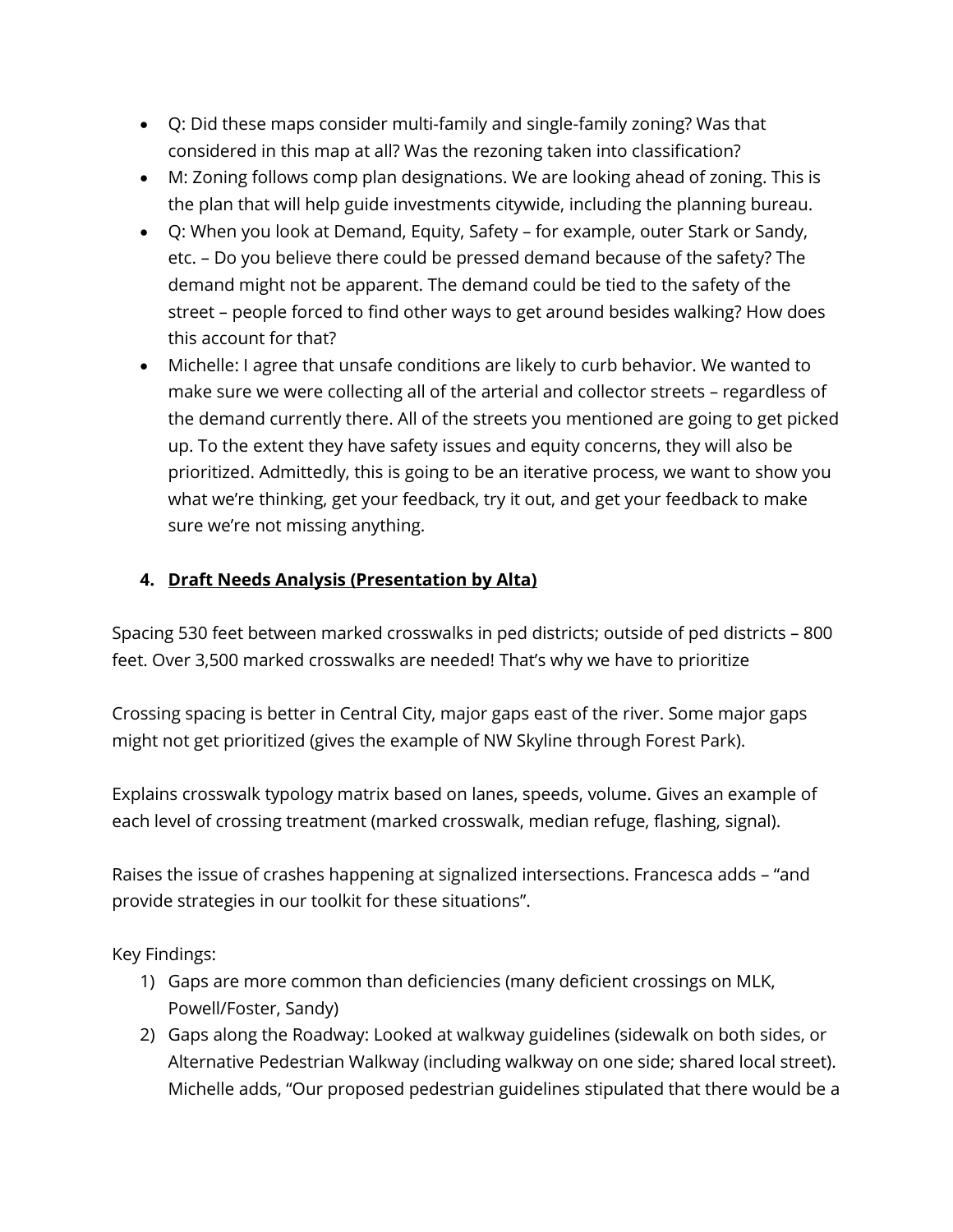- Q: Did these maps consider multi-family and single-family zoning? Was that considered in this map at all? Was the rezoning taken into classification?
- M: Zoning follows comp plan designations. We are looking ahead of zoning. This is the plan that will help guide investments citywide, including the planning bureau.
- Q: When you look at Demand, Equity, Safety – for example, outer Stark or Sandy, etc. – Do you believe there could be pressed demand because of the safety? The demand might not be apparent. The demand could be tied to the safety of the street – people forced to find other ways to get around besides walking? How does this account for that?
- Michelle: I agree that unsafe conditions are likely to curb behavior. We wanted to make sure we were collecting all of the arterial and collector streets – regardless of the demand currently there. All of the streets you mentioned are going to get picked up. To the extent they have safety issues and equity concerns, they will also be prioritized. Admittedly, this is going to be an iterative process, we want to show you what we're thinking, get your feedback, try it out, and get your feedback to make sure we're not missing anything.

4. **<u>Draft Needs Analysis (Presentation by Alta)</u>**

Spacing 530 feet between marked crosswalks in ped districts; outside of ped districts – 800 feet. Over 3,500 marked crosswalks are needed! That's why we have to prioritize

Crossing spacing is better in Central City, major gaps east of the river. Some major gaps might not get prioritized (gives the example of NW Skyline through Forest Park).

Explains crosswalk typology matrix based on lanes, speeds, volume. Gives an example of each level of crossing treatment (marked crosswalk, median refuge, flashing, signal).

Raises the issue of crashes happening at signalized intersections. Francesca adds – "and provide strategies in our toolkit for these situations".

Key Findings:

1) Gaps are more common than deficiencies (many deficient crossings on MLK, Powell/Foster, Sandy)
2) Gaps along the Roadway: Looked at walkway guidelines (sidewalk on both sides, or Alternative Pedestrian Walkway (including walkway on one side; shared local street). Michelle adds, "Our proposed pedestrian guidelines stipulated that there would be a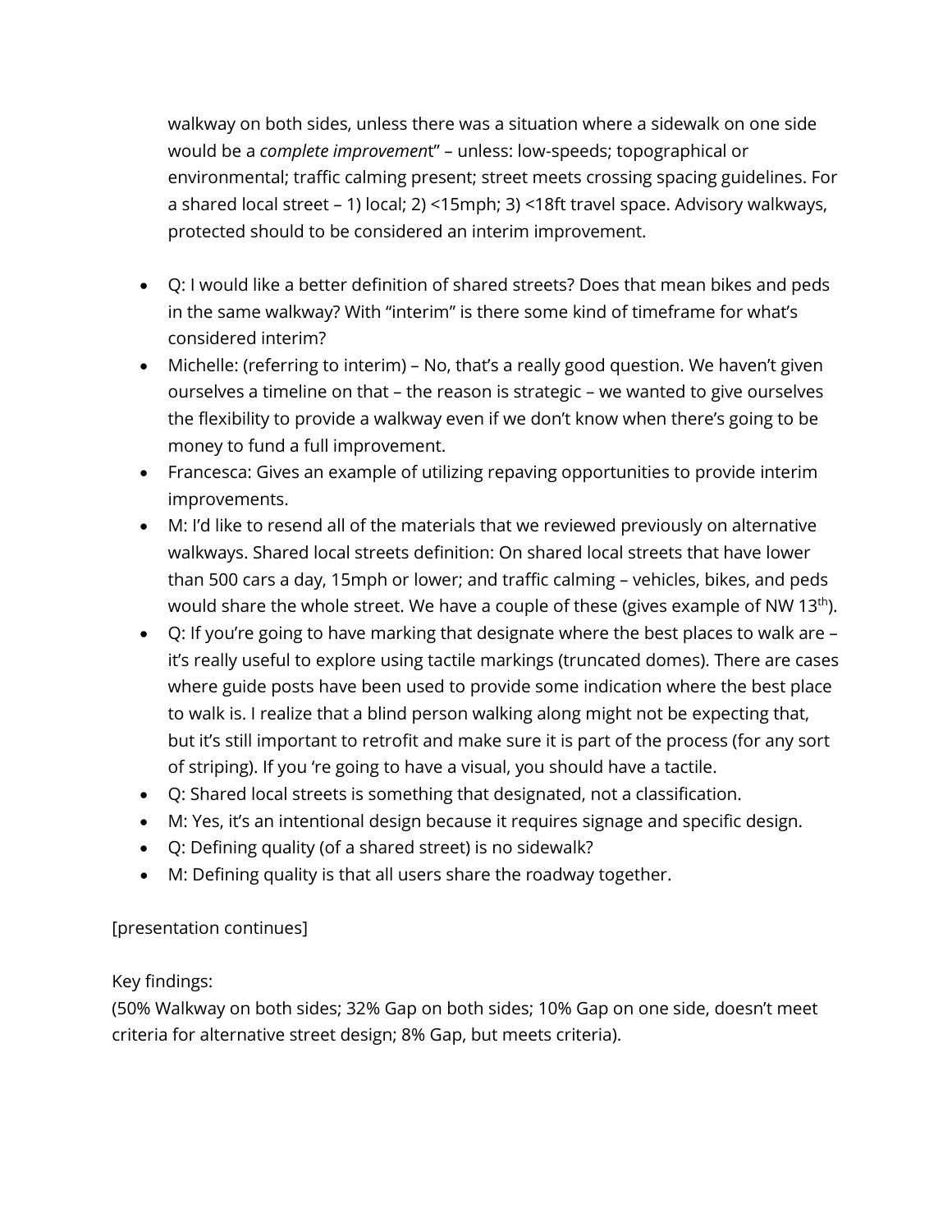walkway on both sides, unless there was a situation where a sidewalk on one side would be a *complete improvement*" – unless: low-speeds; topographical or environmental; traffic calming present; street meets crossing spacing guidelines. For a shared local street – 1) local; 2) <15mph; 3) <18ft travel space. Advisory walkways, protected should to be considered an interim improvement.

- Q: I would like a better definition of shared streets? Does that mean bikes and peds in the same walkway? With "interim" is there some kind of timeframe for what's considered interim?
- Michelle: (referring to interim) – No, that's a really good question. We haven't given ourselves a timeline on that – the reason is strategic – we wanted to give ourselves the flexibility to provide a walkway even if we don't know when there's going to be money to fund a full improvement.
- Francesca: Gives an example of utilizing repaving opportunities to provide interim improvements.
- M: I'd like to resend all of the materials that we reviewed previously on alternative walkways. Shared local streets definition: On shared local streets that have lower than 500 cars a day, 15mph or lower; and traffic calming – vehicles, bikes, and peds would share the whole street. We have a couple of these (gives example of NW 13th).
- Q: If you're going to have marking that designate where the best places to walk are – it's really useful to explore using tactile markings (truncated domes). There are cases where guide posts have been used to provide some indication where the best place to walk is. I realize that a blind person walking along might not be expecting that, but it's still important to retrofit and make sure it is part of the process (for any sort of striping). If you 're going to have a visual, you should have a tactile.
- Q: Shared local streets is something that designated, not a classification.
- M: Yes, it's an intentional design because it requires signage and specific design.
- Q: Defining quality (of a shared street) is no sidewalk?
- M: Defining quality is that all users share the roadway together.

[presentation continues]

Key findings:
(50% Walkway on both sides; 32% Gap on both sides; 10% Gap on one side, doesn't meet criteria for alternative street design; 8% Gap, but meets criteria).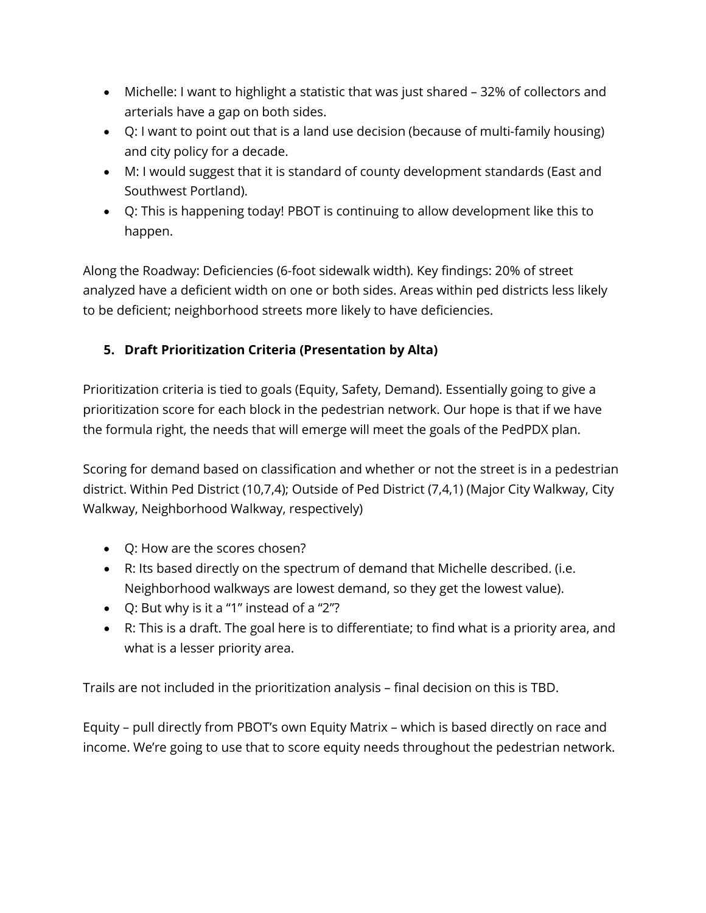- Michelle: I want to highlight a statistic that was just shared – 32% of collectors and arterials have a gap on both sides.
- Q: I want to point out that is a land use decision (because of multi-family housing) and city policy for a decade.
- M: I would suggest that it is standard of county development standards (East and Southwest Portland).
- Q: This is happening today! PBOT is continuing to allow development like this to happen.

Along the Roadway: Deficiencies (6-foot sidewalk width). Key findings: 20% of street analyzed have a deficient width on one or both sides. Areas within ped districts less likely to be deficient; neighborhood streets more likely to have deficiencies.

5. **Draft Prioritization Criteria (Presentation by Alta)**

Prioritization criteria is tied to goals (Equity, Safety, Demand). Essentially going to give a prioritization score for each block in the pedestrian network. Our hope is that if we have the formula right, the needs that will emerge will meet the goals of the PedPDX plan.

Scoring for demand based on classification and whether or not the street is in a pedestrian district. Within Ped District (10,7,4); Outside of Ped District (7,4,1) (Major City Walkway, City Walkway, Neighborhood Walkway, respectively)

- Q: How are the scores chosen?
- R: Its based directly on the spectrum of demand that Michelle described. (i.e. Neighborhood walkways are lowest demand, so they get the lowest value).
- Q: But why is it a "1" instead of a "2"?
- R: This is a draft. The goal here is to differentiate; to find what is a priority area, and what is a lesser priority area.

Trails are not included in the prioritization analysis – final decision on this is TBD.

Equity – pull directly from PBOT's own Equity Matrix – which is based directly on race and income. We're going to use that to score equity needs throughout the pedestrian network.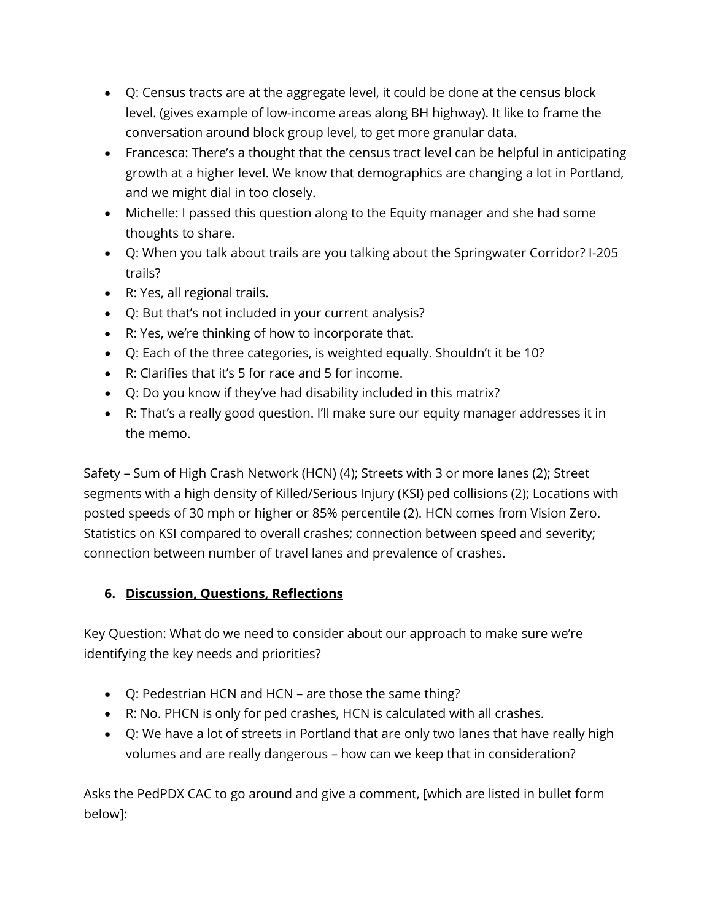- Q: Census tracts are at the aggregate level, it could be done at the census block level. (gives example of low-income areas along BH highway). It like to frame the conversation around block group level, to get more granular data.
- Francesca: There's a thought that the census tract level can be helpful in anticipating growth at a higher level. We know that demographics are changing a lot in Portland, and we might dial in too closely.
- Michelle: I passed this question along to the Equity manager and she had some thoughts to share.
- Q: When you talk about trails are you talking about the Springwater Corridor? I-205 trails?
- R: Yes, all regional trails.
- Q: But that's not included in your current analysis?
- R: Yes, we're thinking of how to incorporate that.
- Q: Each of the three categories, is weighted equally. Shouldn't it be 10?
- R: Clarifies that it's 5 for race and 5 for income.
- Q: Do you know if they've had disability included in this matrix?
- R: That's a really good question. I'll make sure our equity manager addresses it in the memo.

Safety – Sum of High Crash Network (HCN) (4); Streets with 3 or more lanes (2); Street segments with a high density of Killed/Serious Injury (KSI) ped collisions (2); Locations with posted speeds of 30 mph or higher or 85% percentile (2). HCN comes from Vision Zero. Statistics on KSI compared to overall crashes; connection between speed and severity; connection between number of travel lanes and prevalence of crashes.

### 6. <u>Discussion, Questions, Reflections</u>

Key Question: What do we need to consider about our approach to make sure we're identifying the key needs and priorities?

- Q: Pedestrian HCN and HCN – are those the same thing?
- R: No. PHCN is only for ped crashes, HCN is calculated with all crashes.
- Q: We have a lot of streets in Portland that are only two lanes that have really high volumes and are really dangerous – how can we keep that in consideration?

Asks the PedPDX CAC to go around and give a comment, [which are listed in bullet form below]: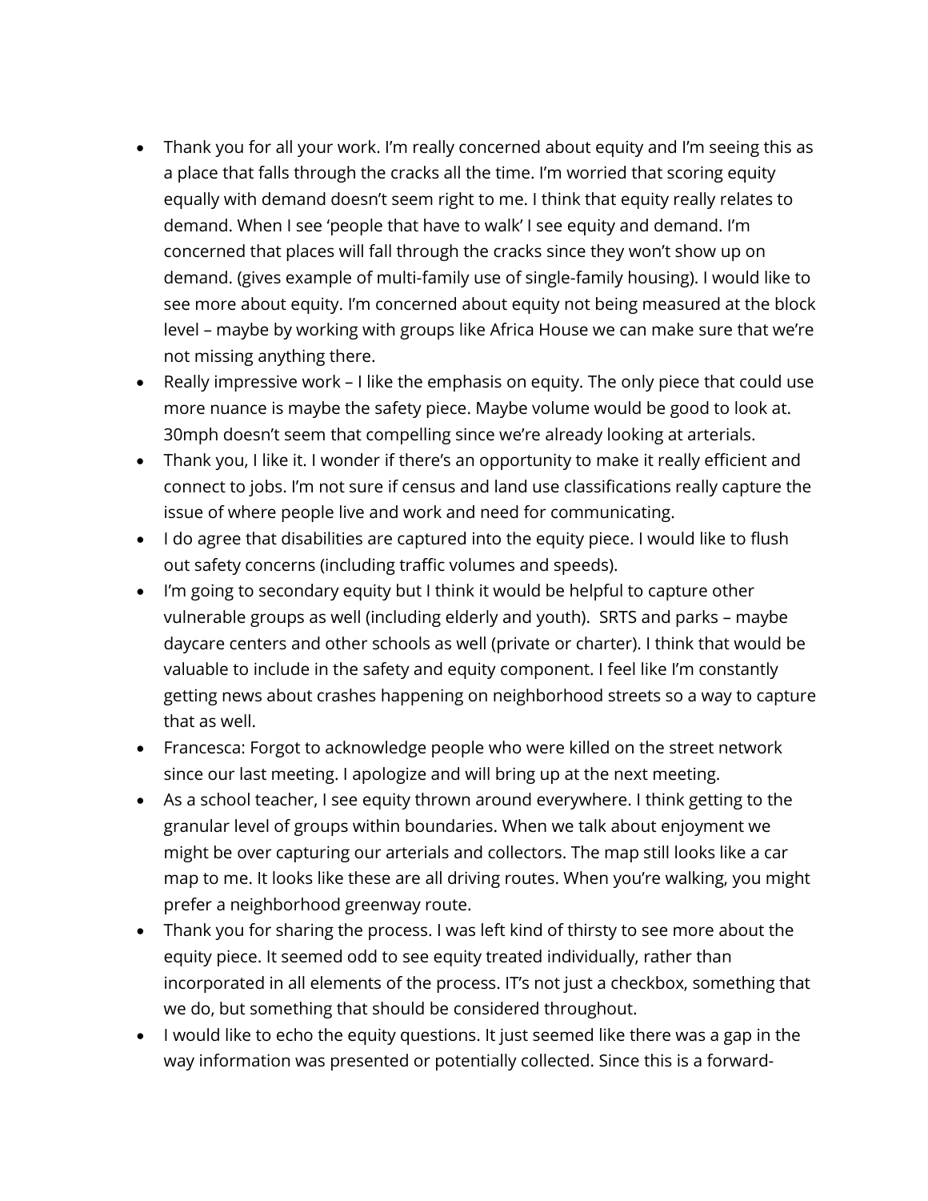- Thank you for all your work. I'm really concerned about equity and I'm seeing this as a place that falls through the cracks all the time. I'm worried that scoring equity equally with demand doesn't seem right to me. I think that equity really relates to demand. When I see 'people that have to walk' I see equity and demand. I'm concerned that places will fall through the cracks since they won't show up on demand. (gives example of multi-family use of single-family housing). I would like to see more about equity. I'm concerned about equity not being measured at the block level – maybe by working with groups like Africa House we can make sure that we're not missing anything there.
- Really impressive work – I like the emphasis on equity. The only piece that could use more nuance is maybe the safety piece. Maybe volume would be good to look at. 30mph doesn't seem that compelling since we're already looking at arterials.
- Thank you, I like it. I wonder if there's an opportunity to make it really efficient and connect to jobs. I'm not sure if census and land use classifications really capture the issue of where people live and work and need for communicating.
- I do agree that disabilities are captured into the equity piece. I would like to flush out safety concerns (including traffic volumes and speeds).
- I'm going to secondary equity but I think it would be helpful to capture other vulnerable groups as well (including elderly and youth). SRTS and parks – maybe daycare centers and other schools as well (private or charter). I think that would be valuable to include in the safety and equity component. I feel like I'm constantly getting news about crashes happening on neighborhood streets so a way to capture that as well.
- Francesca: Forgot to acknowledge people who were killed on the street network since our last meeting. I apologize and will bring up at the next meeting.
- As a school teacher, I see equity thrown around everywhere. I think getting to the granular level of groups within boundaries. When we talk about enjoyment we might be over capturing our arterials and collectors. The map still looks like a car map to me. It looks like these are all driving routes. When you're walking, you might prefer a neighborhood greenway route.
- Thank you for sharing the process. I was left kind of thirsty to see more about the equity piece. It seemed odd to see equity treated individually, rather than incorporated in all elements of the process. IT's not just a checkbox, something that we do, but something that should be considered throughout.
- I would like to echo the equity questions. It just seemed like there was a gap in the way information was presented or potentially collected. Since this is a forward-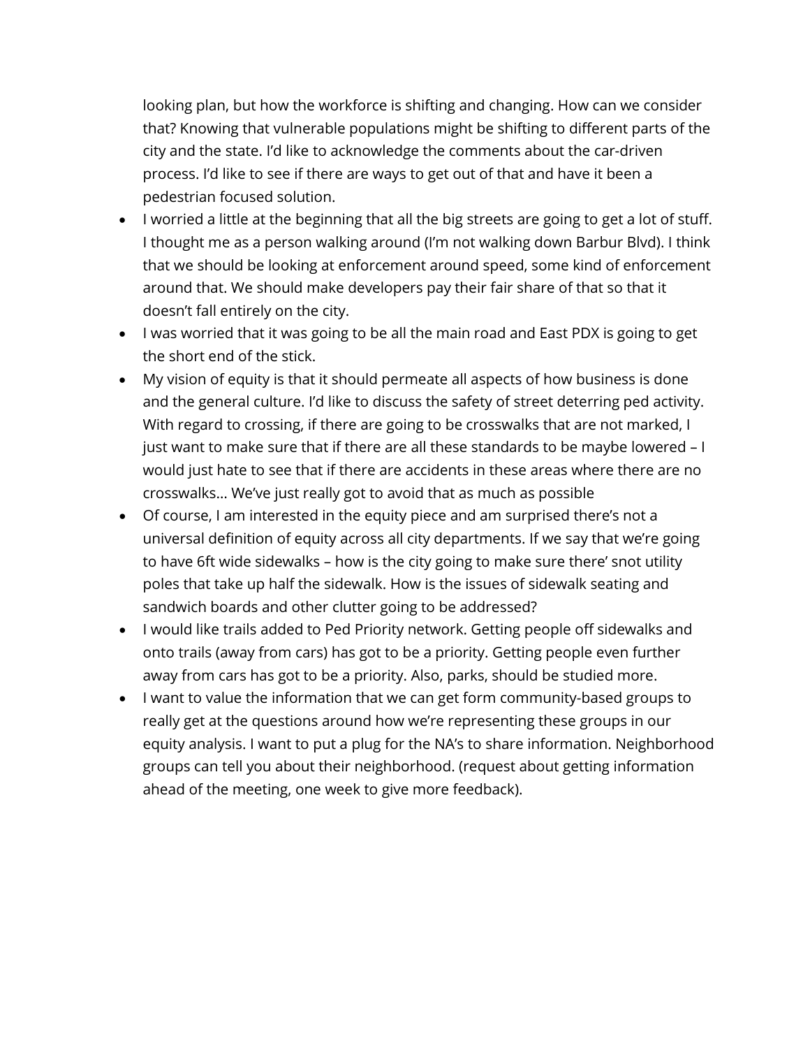looking plan, but how the workforce is shifting and changing. How can we consider that? Knowing that vulnerable populations might be shifting to different parts of the city and the state. I'd like to acknowledge the comments about the car-driven process. I'd like to see if there are ways to get out of that and have it been a pedestrian focused solution.

- I worried a little at the beginning that all the big streets are going to get a lot of stuff. I thought me as a person walking around (I'm not walking down Barbur Blvd). I think that we should be looking at enforcement around speed, some kind of enforcement around that. We should make developers pay their fair share of that so that it doesn't fall entirely on the city.
- I was worried that it was going to be all the main road and East PDX is going to get the short end of the stick.
- My vision of equity is that it should permeate all aspects of how business is done and the general culture. I'd like to discuss the safety of street deterring ped activity. With regard to crossing, if there are going to be crosswalks that are not marked, I just want to make sure that if there are all these standards to be maybe lowered – I would just hate to see that if there are accidents in these areas where there are no crosswalks… We've just really got to avoid that as much as possible
- Of course, I am interested in the equity piece and am surprised there's not a universal definition of equity across all city departments. If we say that we're going to have 6ft wide sidewalks – how is the city going to make sure there' snot utility poles that take up half the sidewalk. How is the issues of sidewalk seating and sandwich boards and other clutter going to be addressed?
- I would like trails added to Ped Priority network. Getting people off sidewalks and onto trails (away from cars) has got to be a priority. Getting people even further away from cars has got to be a priority. Also, parks, should be studied more.
- I want to value the information that we can get form community-based groups to really get at the questions around how we're representing these groups in our equity analysis. I want to put a plug for the NA's to share information. Neighborhood groups can tell you about their neighborhood. (request about getting information ahead of the meeting, one week to give more feedback).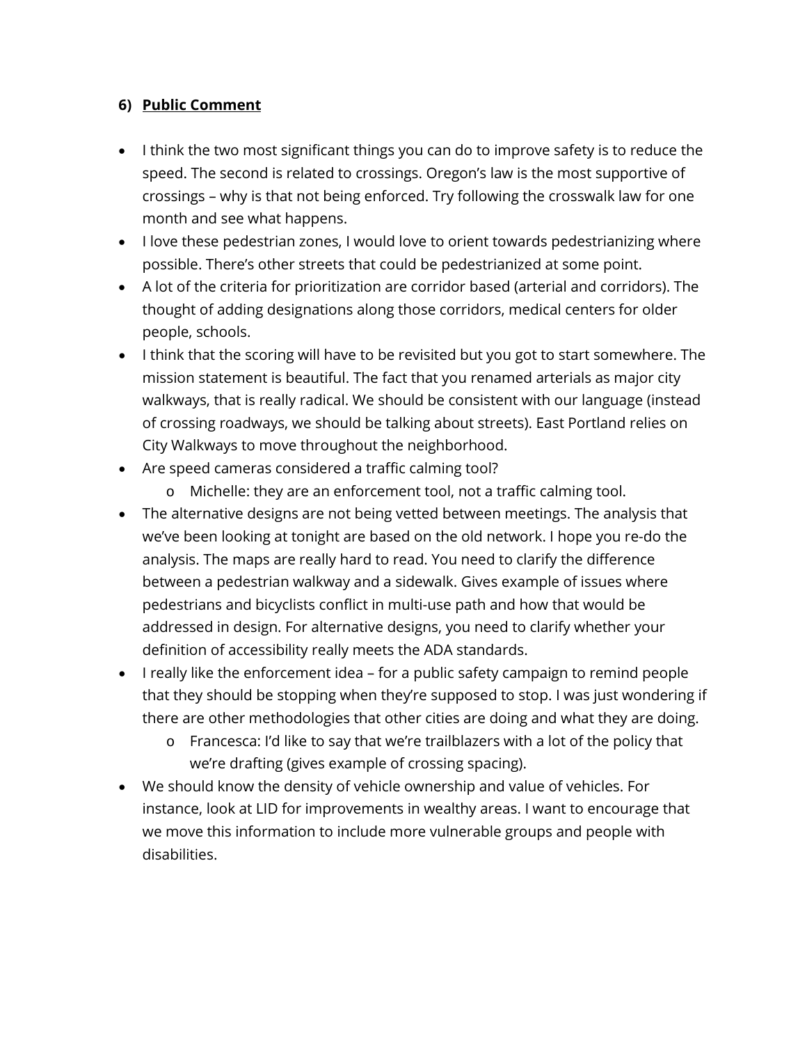## 6) **Public Comment**

- I think the two most significant things you can do to improve safety is to reduce the speed. The second is related to crossings. Oregon's law is the most supportive of crossings – why is that not being enforced. Try following the crosswalk law for one month and see what happens.
- I love these pedestrian zones, I would love to orient towards pedestrianizing where possible. There's other streets that could be pedestrianized at some point.
- A lot of the criteria for prioritization are corridor based (arterial and corridors). The thought of adding designations along those corridors, medical centers for older people, schools.
- I think that the scoring will have to be revisited but you got to start somewhere. The mission statement is beautiful. The fact that you renamed arterials as major city walkways, that is really radical. We should be consistent with our language (instead of crossing roadways, we should be talking about streets). East Portland relies on City Walkways to move throughout the neighborhood.
- Are speed cameras considered a traffic calming tool?
  - Michelle: they are an enforcement tool, not a traffic calming tool.
- The alternative designs are not being vetted between meetings. The analysis that we've been looking at tonight are based on the old network. I hope you re-do the analysis. The maps are really hard to read. You need to clarify the difference between a pedestrian walkway and a sidewalk. Gives example of issues where pedestrians and bicyclists conflict in multi-use path and how that would be addressed in design. For alternative designs, you need to clarify whether your definition of accessibility really meets the ADA standards.
- I really like the enforcement idea – for a public safety campaign to remind people that they should be stopping when they're supposed to stop. I was just wondering if there are other methodologies that other cities are doing and what they are doing.
  - Francesca: I'd like to say that we're trailblazers with a lot of the policy that we're drafting (gives example of crossing spacing).
- We should know the density of vehicle ownership and value of vehicles. For instance, look at LID for improvements in wealthy areas. I want to encourage that we move this information to include more vulnerable groups and people with disabilities.